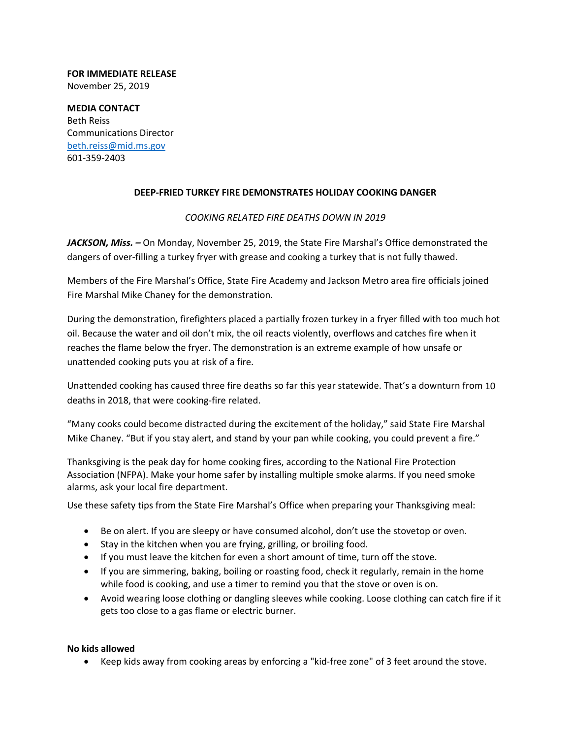**FOR IMMEDIATE RELEASE**
November 25, 2019

**MEDIA CONTACT**
Beth Reiss
Communications Director
beth.reiss@mid.ms.gov
601-359-2403

## DEEP-FRIED TURKEY FIRE DEMONSTRATES HOLIDAY COOKING DANGER

*COOKING RELATED FIRE DEATHS DOWN IN 2019*

***JACKSON, Miss. –*** On Monday, November 25, 2019, the State Fire Marshal's Office demonstrated the dangers of over-filling a turkey fryer with grease and cooking a turkey that is not fully thawed.

Members of the Fire Marshal's Office, State Fire Academy and Jackson Metro area fire officials joined Fire Marshal Mike Chaney for the demonstration.

During the demonstration, firefighters placed a partially frozen turkey in a fryer filled with too much hot oil. Because the water and oil don't mix, the oil reacts violently, overflows and catches fire when it reaches the flame below the fryer. The demonstration is an extreme example of how unsafe or unattended cooking puts you at risk of a fire.

Unattended cooking has caused three fire deaths so far this year statewide. That's a downturn from 10 deaths in 2018, that were cooking-fire related.

"Many cooks could become distracted during the excitement of the holiday," said State Fire Marshal Mike Chaney. "But if you stay alert, and stand by your pan while cooking, you could prevent a fire."

Thanksgiving is the peak day for home cooking fires, according to the National Fire Protection Association (NFPA). Make your home safer by installing multiple smoke alarms. If you need smoke alarms, ask your local fire department.

Use these safety tips from the State Fire Marshal's Office when preparing your Thanksgiving meal:

- Be on alert. If you are sleepy or have consumed alcohol, don't use the stovetop or oven.
- Stay in the kitchen when you are frying, grilling, or broiling food.
- If you must leave the kitchen for even a short amount of time, turn off the stove.
- If you are simmering, baking, boiling or roasting food, check it regularly, remain in the home while food is cooking, and use a timer to remind you that the stove or oven is on.
- Avoid wearing loose clothing or dangling sleeves while cooking. Loose clothing can catch fire if it gets too close to a gas flame or electric burner.

**No kids allowed**

- Keep kids away from cooking areas by enforcing a "kid-free zone" of 3 feet around the stove.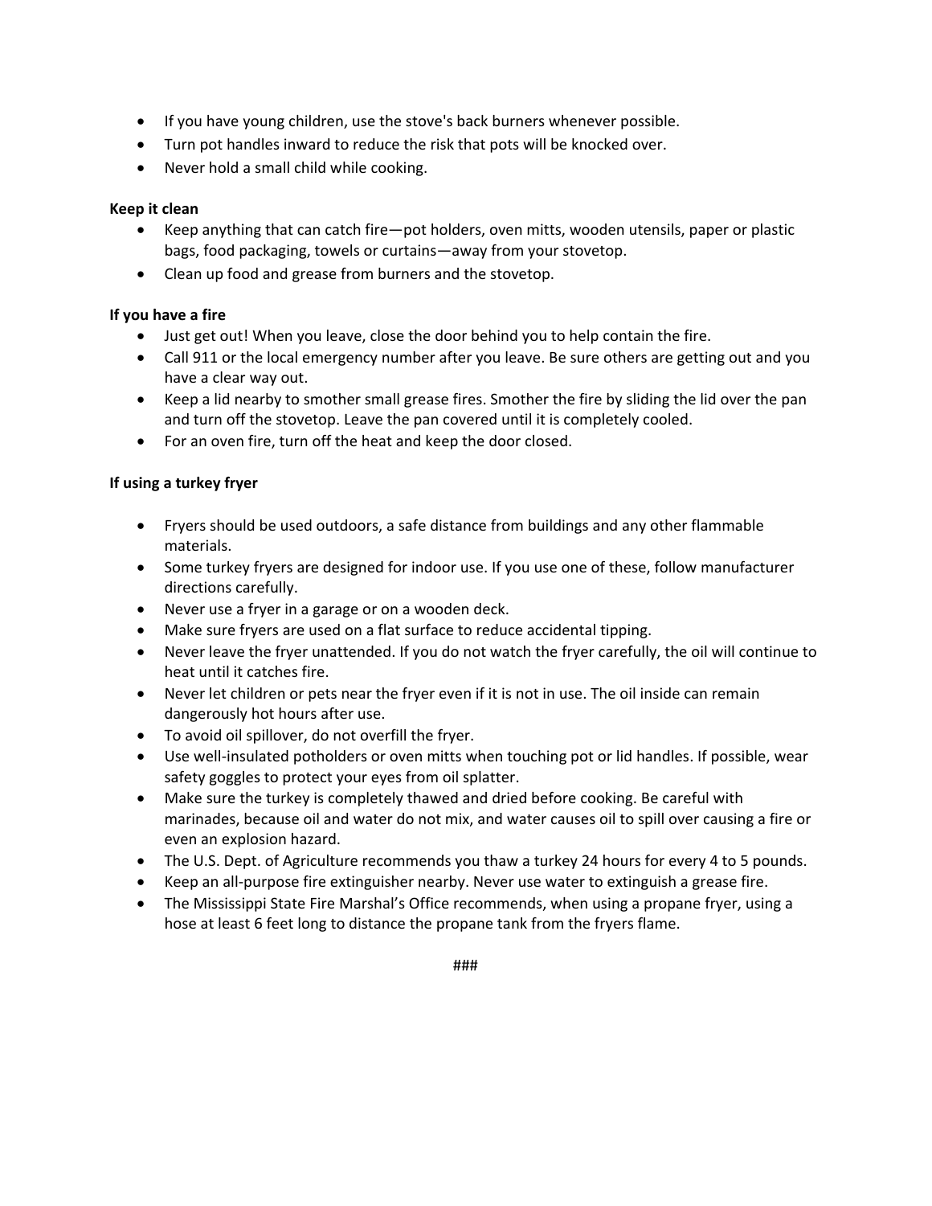- If you have young children, use the stove's back burners whenever possible.
- Turn pot handles inward to reduce the risk that pots will be knocked over.
- Never hold a small child while cooking.

**Keep it clean**

- Keep anything that can catch fire—pot holders, oven mitts, wooden utensils, paper or plastic bags, food packaging, towels or curtains—away from your stovetop.
- Clean up food and grease from burners and the stovetop.

**If you have a fire**

- Just get out! When you leave, close the door behind you to help contain the fire.
- Call 911 or the local emergency number after you leave. Be sure others are getting out and you have a clear way out.
- Keep a lid nearby to smother small grease fires. Smother the fire by sliding the lid over the pan and turn off the stovetop. Leave the pan covered until it is completely cooled.
- For an oven fire, turn off the heat and keep the door closed.

**If using a turkey fryer**

- Fryers should be used outdoors, a safe distance from buildings and any other flammable materials.
- Some turkey fryers are designed for indoor use. If you use one of these, follow manufacturer directions carefully.
- Never use a fryer in a garage or on a wooden deck.
- Make sure fryers are used on a flat surface to reduce accidental tipping.
- Never leave the fryer unattended. If you do not watch the fryer carefully, the oil will continue to heat until it catches fire.
- Never let children or pets near the fryer even if it is not in use. The oil inside can remain dangerously hot hours after use.
- To avoid oil spillover, do not overfill the fryer.
- Use well-insulated potholders or oven mitts when touching pot or lid handles. If possible, wear safety goggles to protect your eyes from oil splatter.
- Make sure the turkey is completely thawed and dried before cooking. Be careful with marinades, because oil and water do not mix, and water causes oil to spill over causing a fire or even an explosion hazard.
- The U.S. Dept. of Agriculture recommends you thaw a turkey 24 hours for every 4 to 5 pounds.
- Keep an all-purpose fire extinguisher nearby. Never use water to extinguish a grease fire.
- The Mississippi State Fire Marshal's Office recommends, when using a propane fryer, using a hose at least 6 feet long to distance the propane tank from the fryers flame.

###